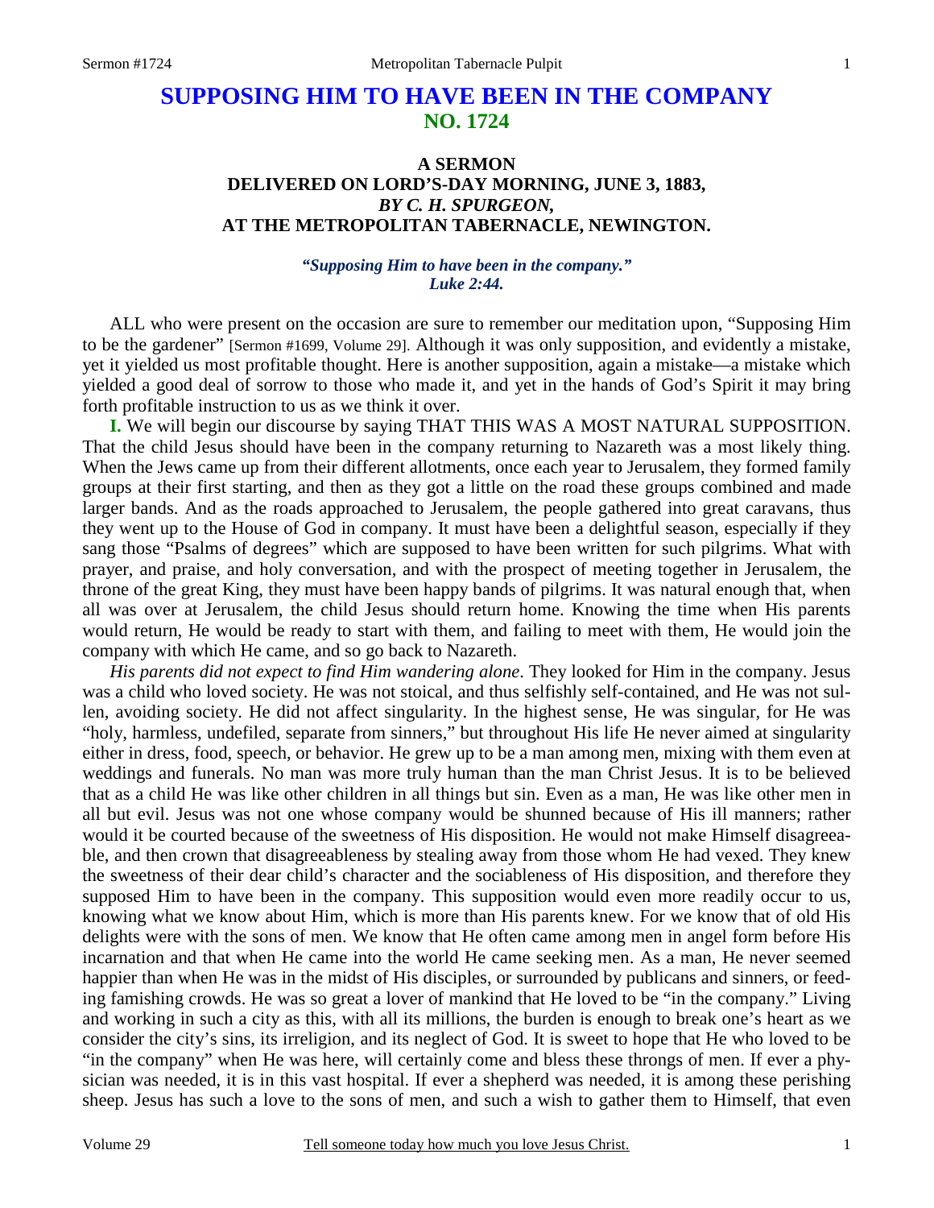# SUPPOSING HIM TO HAVE BEEN IN THE COMPANY
## NO. 1724

### A SERMON
### DELIVERED ON LORD'S-DAY MORNING, JUNE 3, 1883,
### *BY C. H. SPURGEON,*
### AT THE METROPOLITAN TABERNACLE, NEWINGTON.

***"Supposing Him to have been in the company." Luke 2:44.***

ALL who were present on the occasion are sure to remember our meditation upon, "Supposing Him to be the gardener" [Sermon #1699, Volume 29]. Although it was only supposition, and evidently a mistake, yet it yielded us most profitable thought. Here is another supposition, again a mistake—a mistake which yielded a good deal of sorrow to those who made it, and yet in the hands of God's Spirit it may bring forth profitable instruction to us as we think it over.

**I.** We will begin our discourse by saying THAT THIS WAS A MOST NATURAL SUPPOSITION. That the child Jesus should have been in the company returning to Nazareth was a most likely thing. When the Jews came up from their different allotments, once each year to Jerusalem, they formed family groups at their first starting, and then as they got a little on the road these groups combined and made larger bands. And as the roads approached to Jerusalem, the people gathered into great caravans, thus they went up to the House of God in company. It must have been a delightful season, especially if they sang those "Psalms of degrees" which are supposed to have been written for such pilgrims. What with prayer, and praise, and holy conversation, and with the prospect of meeting together in Jerusalem, the throne of the great King, they must have been happy bands of pilgrims. It was natural enough that, when all was over at Jerusalem, the child Jesus should return home. Knowing the time when His parents would return, He would be ready to start with them, and failing to meet with them, He would join the company with which He came, and so go back to Nazareth.

*His parents did not expect to find Him wandering alone*. They looked for Him in the company. Jesus was a child who loved society. He was not stoical, and thus selfishly self-contained, and He was not sullen, avoiding society. He did not affect singularity. In the highest sense, He was singular, for He was "holy, harmless, undefiled, separate from sinners," but throughout His life He never aimed at singularity either in dress, food, speech, or behavior. He grew up to be a man among men, mixing with them even at weddings and funerals. No man was more truly human than the man Christ Jesus. It is to be believed that as a child He was like other children in all things but sin. Even as a man, He was like other men in all but evil. Jesus was not one whose company would be shunned because of His ill manners; rather would it be courted because of the sweetness of His disposition. He would not make Himself disagreeable, and then crown that disagreeableness by stealing away from those whom He had vexed. They knew the sweetness of their dear child's character and the sociableness of His disposition, and therefore they supposed Him to have been in the company. This supposition would even more readily occur to us, knowing what we know about Him, which is more than His parents knew. For we know that of old His delights were with the sons of men. We know that He often came among men in angel form before His incarnation and that when He came into the world He came seeking men. As a man, He never seemed happier than when He was in the midst of His disciples, or surrounded by publicans and sinners, or feeding famishing crowds. He was so great a lover of mankind that He loved to be "in the company." Living and working in such a city as this, with all its millions, the burden is enough to break one's heart as we consider the city's sins, its irreligion, and its neglect of God. It is sweet to hope that He who loved to be "in the company" when He was here, will certainly come and bless these throngs of men. If ever a physician was needed, it is in this vast hospital. If ever a shepherd was needed, it is among these perishing sheep. Jesus has such a love to the sons of men, and such a wish to gather them to Himself, that even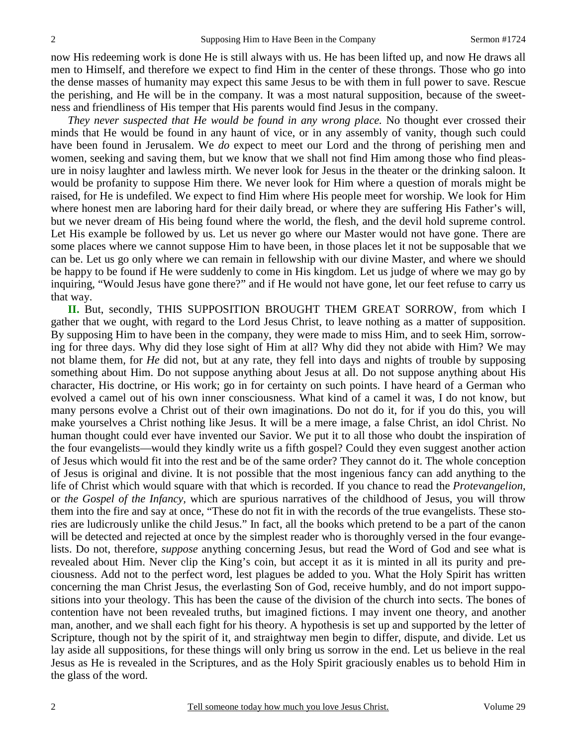now His redeeming work is done He is still always with us. He has been lifted up, and now He draws all men to Himself, and therefore we expect to find Him in the center of these throngs. Those who go into the dense masses of humanity may expect this same Jesus to be with them in full power to save. Rescue the perishing, and He will be in the company. It was a most natural supposition, because of the sweetness and friendliness of His temper that His parents would find Jesus in the company.

*They never suspected that He would be found in any wrong place.* No thought ever crossed their minds that He would be found in any haunt of vice, or in any assembly of vanity, though such could have been found in Jerusalem. We *do* expect to meet our Lord and the throng of perishing men and women, seeking and saving them, but we know that we shall not find Him among those who find pleasure in noisy laughter and lawless mirth. We never look for Jesus in the theater or the drinking saloon. It would be profanity to suppose Him there. We never look for Him where a question of morals might be raised, for He is undefiled. We expect to find Him where His people meet for worship. We look for Him where honest men are laboring hard for their daily bread, or where they are suffering His Father's will, but we never dream of His being found where the world, the flesh, and the devil hold supreme control. Let His example be followed by us. Let us never go where our Master would not have gone. There are some places where we cannot suppose Him to have been, in those places let it not be supposable that we can be. Let us go only where we can remain in fellowship with our divine Master, and where we should be happy to be found if He were suddenly to come in His kingdom. Let us judge of where we may go by inquiring, "Would Jesus have gone there?" and if He would not have gone, let our feet refuse to carry us that way.

**II.** But, secondly, THIS SUPPOSITION BROUGHT THEM GREAT SORROW, from which I gather that we ought, with regard to the Lord Jesus Christ, to leave nothing as a matter of supposition. By supposing Him to have been in the company, they were made to miss Him, and to seek Him, sorrowing for three days. Why did they lose sight of Him at all? Why did they not abide with Him? We may not blame them, for *He* did not, but at any rate, they fell into days and nights of trouble by supposing something about Him. Do not suppose anything about Jesus at all. Do not suppose anything about His character, His doctrine, or His work; go in for certainty on such points. I have heard of a German who evolved a camel out of his own inner consciousness. What kind of a camel it was, I do not know, but many persons evolve a Christ out of their own imaginations. Do not do it, for if you do this, you will make yourselves a Christ nothing like Jesus. It will be a mere image, a false Christ, an idol Christ. No human thought could ever have invented our Savior. We put it to all those who doubt the inspiration of the four evangelists—would they kindly write us a fifth gospel? Could they even suggest another action of Jesus which would fit into the rest and be of the same order? They cannot do it. The whole conception of Jesus is original and divine. It is not possible that the most ingenious fancy can add anything to the life of Christ which would square with that which is recorded. If you chance to read the *Protevangelion,* or *the Gospel of the Infancy,* which are spurious narratives of the childhood of Jesus, you will throw them into the fire and say at once, "These do not fit in with the records of the true evangelists. These stories are ludicrously unlike the child Jesus." In fact, all the books which pretend to be a part of the canon will be detected and rejected at once by the simplest reader who is thoroughly versed in the four evangelists. Do not, therefore, *suppose* anything concerning Jesus, but read the Word of God and see what is revealed about Him. Never clip the King's coin, but accept it as it is minted in all its purity and preciousness. Add not to the perfect word, lest plagues be added to you. What the Holy Spirit has written concerning the man Christ Jesus, the everlasting Son of God, receive humbly, and do not import suppositions into your theology. This has been the cause of the division of the church into sects. The bones of contention have not been revealed truths, but imagined fictions. I may invent one theory, and another man, another, and we shall each fight for his theory. A hypothesis is set up and supported by the letter of Scripture, though not by the spirit of it, and straightway men begin to differ, dispute, and divide. Let us lay aside all suppositions, for these things will only bring us sorrow in the end. Let us believe in the real Jesus as He is revealed in the Scriptures, and as the Holy Spirit graciously enables us to behold Him in the glass of the word.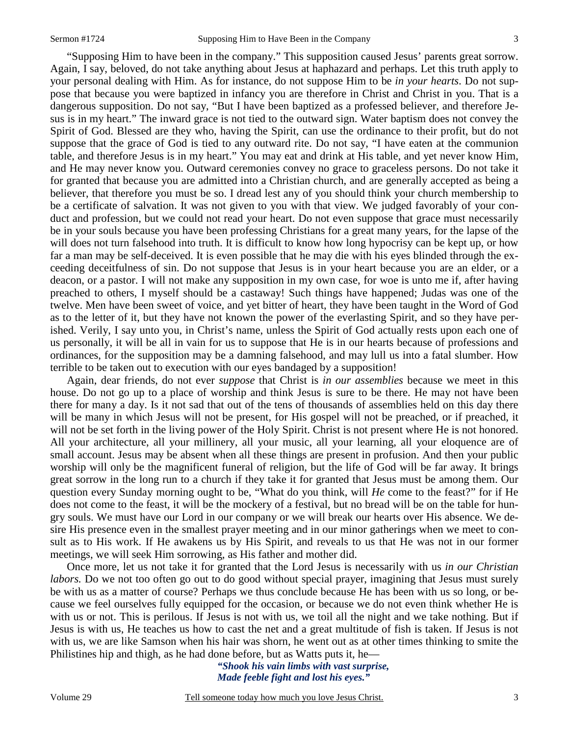"Supposing Him to have been in the company." This supposition caused Jesus' parents great sorrow. Again, I say, beloved, do not take anything about Jesus at haphazard and perhaps. Let this truth apply to your personal dealing with Him. As for instance, do not suppose Him to be *in your hearts*. Do not suppose that because you were baptized in infancy you are therefore in Christ and Christ in you. That is a dangerous supposition. Do not say, "But I have been baptized as a professed believer, and therefore Jesus is in my heart." The inward grace is not tied to the outward sign. Water baptism does not convey the Spirit of God. Blessed are they who, having the Spirit, can use the ordinance to their profit, but do not suppose that the grace of God is tied to any outward rite. Do not say, "I have eaten at the communion table, and therefore Jesus is in my heart." You may eat and drink at His table, and yet never know Him, and He may never know you. Outward ceremonies convey no grace to graceless persons. Do not take it for granted that because you are admitted into a Christian church, and are generally accepted as being a believer, that therefore you must be so. I dread lest any of you should think your church membership to be a certificate of salvation. It was not given to you with that view. We judged favorably of your conduct and profession, but we could not read your heart. Do not even suppose that grace must necessarily be in your souls because you have been professing Christians for a great many years, for the lapse of the will does not turn falsehood into truth. It is difficult to know how long hypocrisy can be kept up, or how far a man may be self-deceived. It is even possible that he may die with his eyes blinded through the exceeding deceitfulness of sin. Do not suppose that Jesus is in your heart because you are an elder, or a deacon, or a pastor. I will not make any supposition in my own case, for woe is unto me if, after having preached to others, I myself should be a castaway! Such things have happened; Judas was one of the twelve. Men have been sweet of voice, and yet bitter of heart, they have been taught in the Word of God as to the letter of it, but they have not known the power of the everlasting Spirit, and so they have perished. Verily, I say unto you, in Christ's name, unless the Spirit of God actually rests upon each one of us personally, it will be all in vain for us to suppose that He is in our hearts because of professions and ordinances, for the supposition may be a damning falsehood, and may lull us into a fatal slumber. How terrible to be taken out to execution with our eyes bandaged by a supposition!

Again, dear friends, do not ever *suppose* that Christ is *in our assemblies* because we meet in this house. Do not go up to a place of worship and think Jesus is sure to be there. He may not have been there for many a day. Is it not sad that out of the tens of thousands of assemblies held on this day there will be many in which Jesus will not be present, for His gospel will not be preached, or if preached, it will not be set forth in the living power of the Holy Spirit. Christ is not present where He is not honored. All your architecture, all your millinery, all your music, all your learning, all your eloquence are of small account. Jesus may be absent when all these things are present in profusion. And then your public worship will only be the magnificent funeral of religion, but the life of God will be far away. It brings great sorrow in the long run to a church if they take it for granted that Jesus must be among them. Our question every Sunday morning ought to be, "What do you think, will *He* come to the feast?" for if He does not come to the feast, it will be the mockery of a festival, but no bread will be on the table for hungry souls. We must have our Lord in our company or we will break our hearts over His absence. We desire His presence even in the smallest prayer meeting and in our minor gatherings when we meet to consult as to His work. If He awakens us by His Spirit, and reveals to us that He was not in our former meetings, we will seek Him sorrowing, as His father and mother did.

Once more, let us not take it for granted that the Lord Jesus is necessarily with us *in our Christian labors.* Do we not too often go out to do good without special prayer, imagining that Jesus must surely be with us as a matter of course? Perhaps we thus conclude because He has been with us so long, or because we feel ourselves fully equipped for the occasion, or because we do not even think whether He is with us or not. This is perilous. If Jesus is not with us, we toil all the night and we take nothing. But if Jesus is with us, He teaches us how to cast the net and a great multitude of fish is taken. If Jesus is not with us, we are like Samson when his hair was shorn, he went out as at other times thinking to smite the Philistines hip and thigh, as he had done before, but as Watts puts it, he—

> ***"Shook his vain limbs with vast surprise,***
> ***Made feeble fight and lost his eyes."***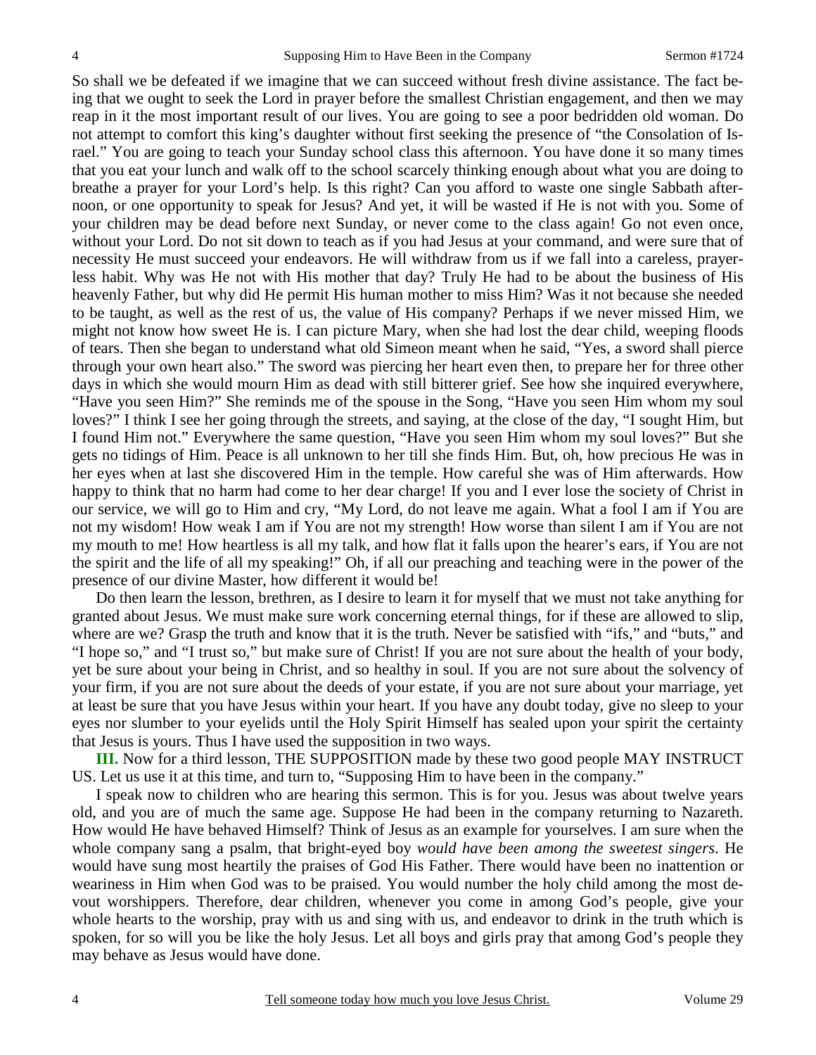So shall we be defeated if we imagine that we can succeed without fresh divine assistance. The fact being that we ought to seek the Lord in prayer before the smallest Christian engagement, and then we may reap in it the most important result of our lives. You are going to see a poor bedridden old woman. Do not attempt to comfort this king's daughter without first seeking the presence of "the Consolation of Israel." You are going to teach your Sunday school class this afternoon. You have done it so many times that you eat your lunch and walk off to the school scarcely thinking enough about what you are doing to breathe a prayer for your Lord's help. Is this right? Can you afford to waste one single Sabbath afternoon, or one opportunity to speak for Jesus? And yet, it will be wasted if He is not with you. Some of your children may be dead before next Sunday, or never come to the class again! Go not even once, without your Lord. Do not sit down to teach as if you had Jesus at your command, and were sure that of necessity He must succeed your endeavors. He will withdraw from us if we fall into a careless, prayerless habit. Why was He not with His mother that day? Truly He had to be about the business of His heavenly Father, but why did He permit His human mother to miss Him? Was it not because she needed to be taught, as well as the rest of us, the value of His company? Perhaps if we never missed Him, we might not know how sweet He is. I can picture Mary, when she had lost the dear child, weeping floods of tears. Then she began to understand what old Simeon meant when he said, "Yes, a sword shall pierce through your own heart also." The sword was piercing her heart even then, to prepare her for three other days in which she would mourn Him as dead with still bitterer grief. See how she inquired everywhere, "Have you seen Him?" She reminds me of the spouse in the Song, "Have you seen Him whom my soul loves?" I think I see her going through the streets, and saying, at the close of the day, "I sought Him, but I found Him not." Everywhere the same question, "Have you seen Him whom my soul loves?" But she gets no tidings of Him. Peace is all unknown to her till she finds Him. But, oh, how precious He was in her eyes when at last she discovered Him in the temple. How careful she was of Him afterwards. How happy to think that no harm had come to her dear charge! If you and I ever lose the society of Christ in our service, we will go to Him and cry, "My Lord, do not leave me again. What a fool I am if You are not my wisdom! How weak I am if You are not my strength! How worse than silent I am if You are not my mouth to me! How heartless is all my talk, and how flat it falls upon the hearer's ears, if You are not the spirit and the life of all my speaking!" Oh, if all our preaching and teaching were in the power of the presence of our divine Master, how different it would be!

Do then learn the lesson, brethren, as I desire to learn it for myself that we must not take anything for granted about Jesus. We must make sure work concerning eternal things, for if these are allowed to slip, where are we? Grasp the truth and know that it is the truth. Never be satisfied with "ifs," and "buts," and "I hope so," and "I trust so," but make sure of Christ! If you are not sure about the health of your body, yet be sure about your being in Christ, and so healthy in soul. If you are not sure about the solvency of your firm, if you are not sure about the deeds of your estate, if you are not sure about your marriage, yet at least be sure that you have Jesus within your heart. If you have any doubt today, give no sleep to your eyes nor slumber to your eyelids until the Holy Spirit Himself has sealed upon your spirit the certainty that Jesus is yours. Thus I have used the supposition in two ways.

**III.** Now for a third lesson, THE SUPPOSITION made by these two good people MAY INSTRUCT US. Let us use it at this time, and turn to, "Supposing Him to have been in the company."

I speak now to children who are hearing this sermon. This is for you. Jesus was about twelve years old, and you are of much the same age. Suppose He had been in the company returning to Nazareth. How would He have behaved Himself? Think of Jesus as an example for yourselves. I am sure when the whole company sang a psalm, that bright-eyed boy *would have been among the sweetest singers*. He would have sung most heartily the praises of God His Father. There would have been no inattention or weariness in Him when God was to be praised. You would number the holy child among the most devout worshippers. Therefore, dear children, whenever you come in among God's people, give your whole hearts to the worship, pray with us and sing with us, and endeavor to drink in the truth which is spoken, for so will you be like the holy Jesus. Let all boys and girls pray that among God's people they may behave as Jesus would have done.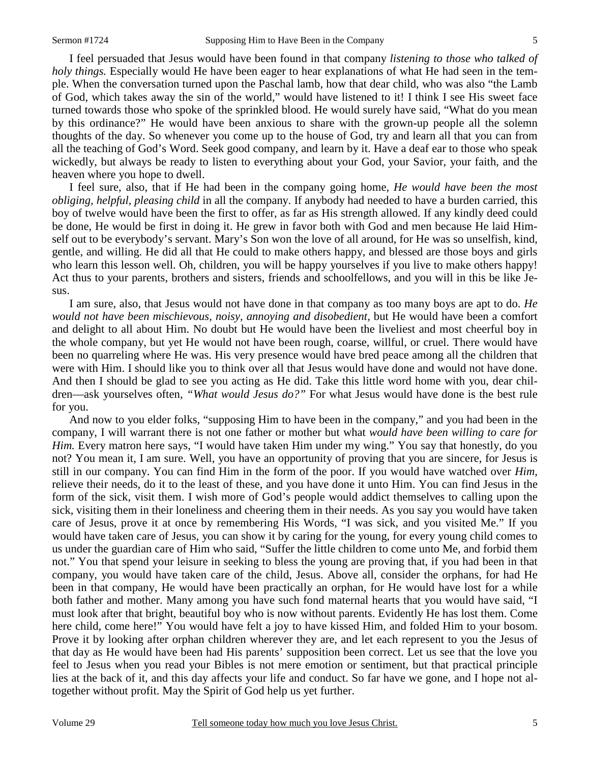I feel persuaded that Jesus would have been found in that company *listening to those who talked of holy things.* Especially would He have been eager to hear explanations of what He had seen in the temple. When the conversation turned upon the Paschal lamb, how that dear child, who was also "the Lamb of God, which takes away the sin of the world," would have listened to it! I think I see His sweet face turned towards those who spoke of the sprinkled blood. He would surely have said, "What do you mean by this ordinance?" He would have been anxious to share with the grown-up people all the solemn thoughts of the day. So whenever you come up to the house of God, try and learn all that you can from all the teaching of God's Word. Seek good company, and learn by it. Have a deaf ear to those who speak wickedly, but always be ready to listen to everything about your God, your Savior, your faith, and the heaven where you hope to dwell.

I feel sure, also, that if He had been in the company going home, *He would have been the most obliging, helpful, pleasing child* in all the company. If anybody had needed to have a burden carried, this boy of twelve would have been the first to offer, as far as His strength allowed. If any kindly deed could be done, He would be first in doing it. He grew in favor both with God and men because He laid Himself out to be everybody's servant. Mary's Son won the love of all around, for He was so unselfish, kind, gentle, and willing. He did all that He could to make others happy, and blessed are those boys and girls who learn this lesson well. Oh, children, you will be happy yourselves if you live to make others happy! Act thus to your parents, brothers and sisters, friends and schoolfellows, and you will in this be like Jesus.

I am sure, also, that Jesus would not have done in that company as too many boys are apt to do. *He would not have been mischievous, noisy, annoying and disobedient,* but He would have been a comfort and delight to all about Him. No doubt but He would have been the liveliest and most cheerful boy in the whole company, but yet He would not have been rough, coarse, willful, or cruel. There would have been no quarreling where He was. His very presence would have bred peace among all the children that were with Him. I should like you to think over all that Jesus would have done and would not have done. And then I should be glad to see you acting as He did. Take this little word home with you, dear children—ask yourselves often, *"What would Jesus do?"* For what Jesus would have done is the best rule for you.

And now to you elder folks, "supposing Him to have been in the company," and you had been in the company, I will warrant there is not one father or mother but what *would have been willing to care for Him.* Every matron here says, "I would have taken Him under my wing." You say that honestly, do you not? You mean it, I am sure. Well, you have an opportunity of proving that you are sincere, for Jesus is still in our company. You can find Him in the form of the poor. If you would have watched over *Him*, relieve their needs, do it to the least of these, and you have done it unto Him. You can find Jesus in the form of the sick, visit them. I wish more of God's people would addict themselves to calling upon the sick, visiting them in their loneliness and cheering them in their needs. As you say you would have taken care of Jesus, prove it at once by remembering His Words, "I was sick, and you visited Me." If you would have taken care of Jesus, you can show it by caring for the young, for every young child comes to us under the guardian care of Him who said, "Suffer the little children to come unto Me, and forbid them not." You that spend your leisure in seeking to bless the young are proving that, if you had been in that company, you would have taken care of the child, Jesus. Above all, consider the orphans, for had He been in that company, He would have been practically an orphan, for He would have lost for a while both father and mother. Many among you have such fond maternal hearts that you would have said, "I must look after that bright, beautiful boy who is now without parents. Evidently He has lost them. Come here child, come here!" You would have felt a joy to have kissed Him, and folded Him to your bosom. Prove it by looking after orphan children wherever they are, and let each represent to you the Jesus of that day as He would have been had His parents' supposition been correct. Let us see that the love you feel to Jesus when you read your Bibles is not mere emotion or sentiment, but that practical principle lies at the back of it, and this day affects your life and conduct. So far have we gone, and I hope not altogether without profit. May the Spirit of God help us yet further.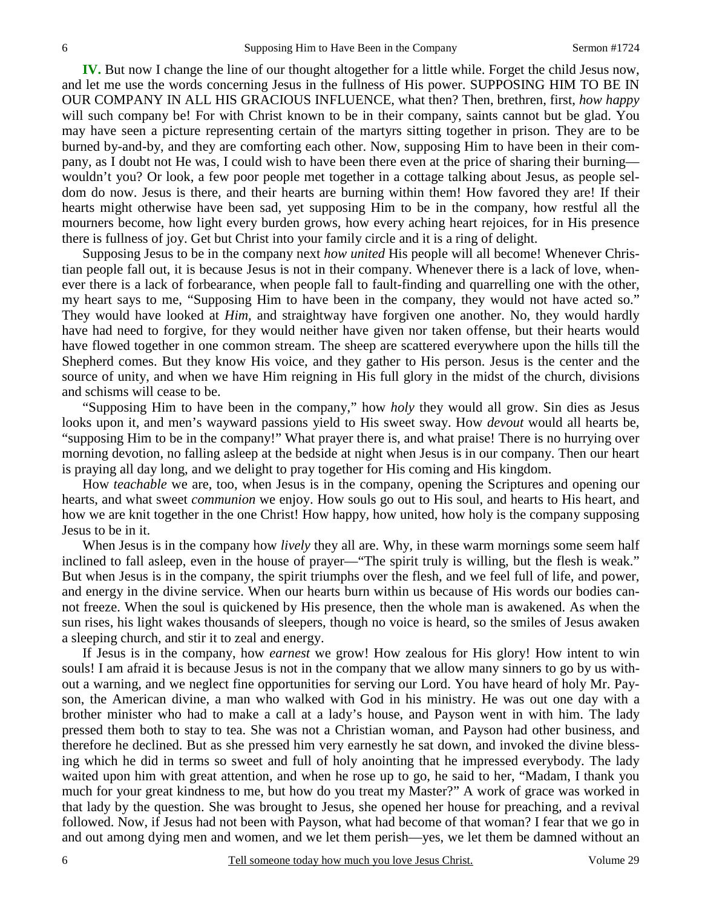**IV.** But now I change the line of our thought altogether for a little while. Forget the child Jesus now, and let me use the words concerning Jesus in the fullness of His power. SUPPOSING HIM TO BE IN OUR COMPANY IN ALL HIS GRACIOUS INFLUENCE, what then? Then, brethren, first, *how happy* will such company be! For with Christ known to be in their company, saints cannot but be glad. You may have seen a picture representing certain of the martyrs sitting together in prison. They are to be burned by-and-by, and they are comforting each other. Now, supposing Him to have been in their company, as I doubt not He was, I could wish to have been there even at the price of sharing their burning—wouldn't you? Or look, a few poor people met together in a cottage talking about Jesus, as people seldom do now. Jesus is there, and their hearts are burning within them! How favored they are! If their hearts might otherwise have been sad, yet supposing Him to be in the company, how restful all the mourners become, how light every burden grows, how every aching heart rejoices, for in His presence there is fullness of joy. Get but Christ into your family circle and it is a ring of delight.

Supposing Jesus to be in the company next *how united* His people will all become! Whenever Christian people fall out, it is because Jesus is not in their company. Whenever there is a lack of love, whenever there is a lack of forbearance, when people fall to fault-finding and quarrelling one with the other, my heart says to me, "Supposing Him to have been in the company, they would not have acted so." They would have looked at *Him,* and straightway have forgiven one another. No, they would hardly have had need to forgive, for they would neither have given nor taken offense, but their hearts would have flowed together in one common stream. The sheep are scattered everywhere upon the hills till the Shepherd comes. But they know His voice, and they gather to His person. Jesus is the center and the source of unity, and when we have Him reigning in His full glory in the midst of the church, divisions and schisms will cease to be.

"Supposing Him to have been in the company," how *holy* they would all grow. Sin dies as Jesus looks upon it, and men's wayward passions yield to His sweet sway. How *devout* would all hearts be, "supposing Him to be in the company!" What prayer there is, and what praise! There is no hurrying over morning devotion, no falling asleep at the bedside at night when Jesus is in our company. Then our heart is praying all day long, and we delight to pray together for His coming and His kingdom.

How *teachable* we are, too, when Jesus is in the company, opening the Scriptures and opening our hearts, and what sweet *communion* we enjoy. How souls go out to His soul, and hearts to His heart, and how we are knit together in the one Christ! How happy, how united, how holy is the company supposing Jesus to be in it.

When Jesus is in the company how *lively* they all are. Why, in these warm mornings some seem half inclined to fall asleep, even in the house of prayer—"The spirit truly is willing, but the flesh is weak." But when Jesus is in the company, the spirit triumphs over the flesh, and we feel full of life, and power, and energy in the divine service. When our hearts burn within us because of His words our bodies cannot freeze. When the soul is quickened by His presence, then the whole man is awakened. As when the sun rises, his light wakes thousands of sleepers, though no voice is heard, so the smiles of Jesus awaken a sleeping church, and stir it to zeal and energy.

If Jesus is in the company, how *earnest* we grow! How zealous for His glory! How intent to win souls! I am afraid it is because Jesus is not in the company that we allow many sinners to go by us without a warning, and we neglect fine opportunities for serving our Lord. You have heard of holy Mr. Payson, the American divine, a man who walked with God in his ministry. He was out one day with a brother minister who had to make a call at a lady's house, and Payson went in with him. The lady pressed them both to stay to tea. She was not a Christian woman, and Payson had other business, and therefore he declined. But as she pressed him very earnestly he sat down, and invoked the divine blessing which he did in terms so sweet and full of holy anointing that he impressed everybody. The lady waited upon him with great attention, and when he rose up to go, he said to her, "Madam, I thank you much for your great kindness to me, but how do you treat my Master?" A work of grace was worked in that lady by the question. She was brought to Jesus, she opened her house for preaching, and a revival followed. Now, if Jesus had not been with Payson, what had become of that woman? I fear that we go in and out among dying men and women, and we let them perish—yes, we let them be damned without an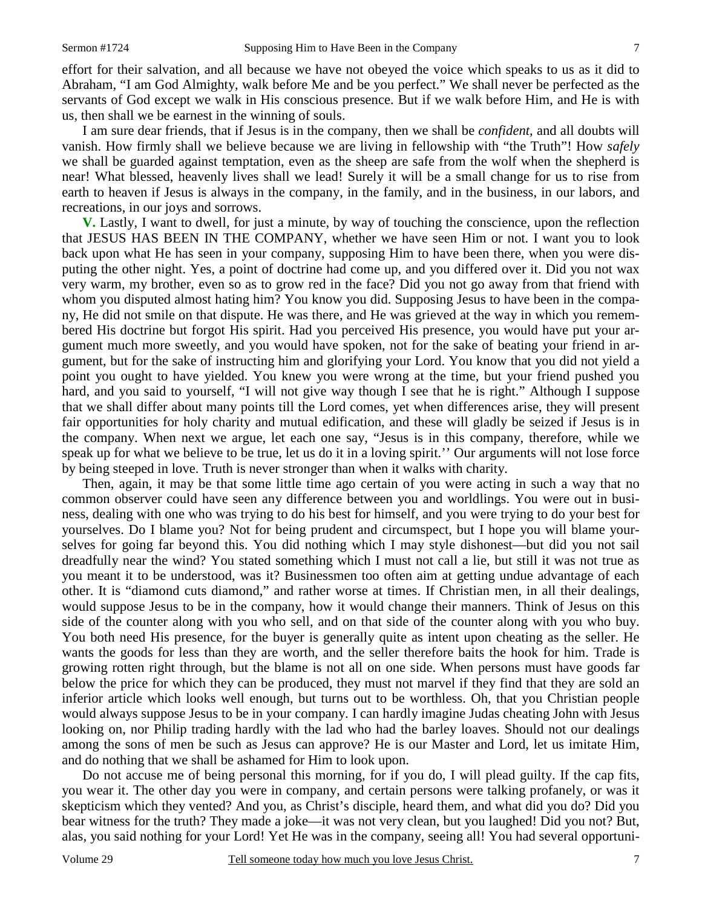effort for their salvation, and all because we have not obeyed the voice which speaks to us as it did to Abraham, "I am God Almighty, walk before Me and be you perfect." We shall never be perfected as the servants of God except we walk in His conscious presence. But if we walk before Him, and He is with us, then shall we be earnest in the winning of souls.

I am sure dear friends, that if Jesus is in the company, then we shall be *confident,* and all doubts will vanish. How firmly shall we believe because we are living in fellowship with "the Truth"! How *safely* we shall be guarded against temptation, even as the sheep are safe from the wolf when the shepherd is near! What blessed, heavenly lives shall we lead! Surely it will be a small change for us to rise from earth to heaven if Jesus is always in the company, in the family, and in the business, in our labors, and recreations, in our joys and sorrows.

**V.** Lastly, I want to dwell, for just a minute, by way of touching the conscience, upon the reflection that JESUS HAS BEEN IN THE COMPANY, whether we have seen Him or not. I want you to look back upon what He has seen in your company, supposing Him to have been there, when you were disputing the other night. Yes, a point of doctrine had come up, and you differed over it. Did you not wax very warm, my brother, even so as to grow red in the face? Did you not go away from that friend with whom you disputed almost hating him? You know you did. Supposing Jesus to have been in the company, He did not smile on that dispute. He was there, and He was grieved at the way in which you remembered His doctrine but forgot His spirit. Had you perceived His presence, you would have put your argument much more sweetly, and you would have spoken, not for the sake of beating your friend in argument, but for the sake of instructing him and glorifying your Lord. You know that you did not yield a point you ought to have yielded. You knew you were wrong at the time, but your friend pushed you hard, and you said to yourself, "I will not give way though I see that he is right." Although I suppose that we shall differ about many points till the Lord comes, yet when differences arise, they will present fair opportunities for holy charity and mutual edification, and these will gladly be seized if Jesus is in the company. When next we argue, let each one say, "Jesus is in this company, therefore, while we speak up for what we believe to be true, let us do it in a loving spirit.'' Our arguments will not lose force by being steeped in love. Truth is never stronger than when it walks with charity.

Then, again, it may be that some little time ago certain of you were acting in such a way that no common observer could have seen any difference between you and worldlings. You were out in business, dealing with one who was trying to do his best for himself, and you were trying to do your best for yourselves. Do I blame you? Not for being prudent and circumspect, but I hope you will blame yourselves for going far beyond this. You did nothing which I may style dishonest—but did you not sail dreadfully near the wind? You stated something which I must not call a lie, but still it was not true as you meant it to be understood, was it? Businessmen too often aim at getting undue advantage of each other. It is "diamond cuts diamond," and rather worse at times. If Christian men, in all their dealings, would suppose Jesus to be in the company, how it would change their manners. Think of Jesus on this side of the counter along with you who sell, and on that side of the counter along with you who buy. You both need His presence, for the buyer is generally quite as intent upon cheating as the seller. He wants the goods for less than they are worth, and the seller therefore baits the hook for him. Trade is growing rotten right through, but the blame is not all on one side. When persons must have goods far below the price for which they can be produced, they must not marvel if they find that they are sold an inferior article which looks well enough, but turns out to be worthless. Oh, that you Christian people would always suppose Jesus to be in your company. I can hardly imagine Judas cheating John with Jesus looking on, nor Philip trading hardly with the lad who had the barley loaves. Should not our dealings among the sons of men be such as Jesus can approve? He is our Master and Lord, let us imitate Him, and do nothing that we shall be ashamed for Him to look upon.

Do not accuse me of being personal this morning, for if you do, I will plead guilty. If the cap fits, you wear it. The other day you were in company, and certain persons were talking profanely, or was it skepticism which they vented? And you, as Christ's disciple, heard them, and what did you do? Did you bear witness for the truth? They made a joke—it was not very clean, but you laughed! Did you not? But, alas, you said nothing for your Lord! Yet He was in the company, seeing all! You had several opportuni-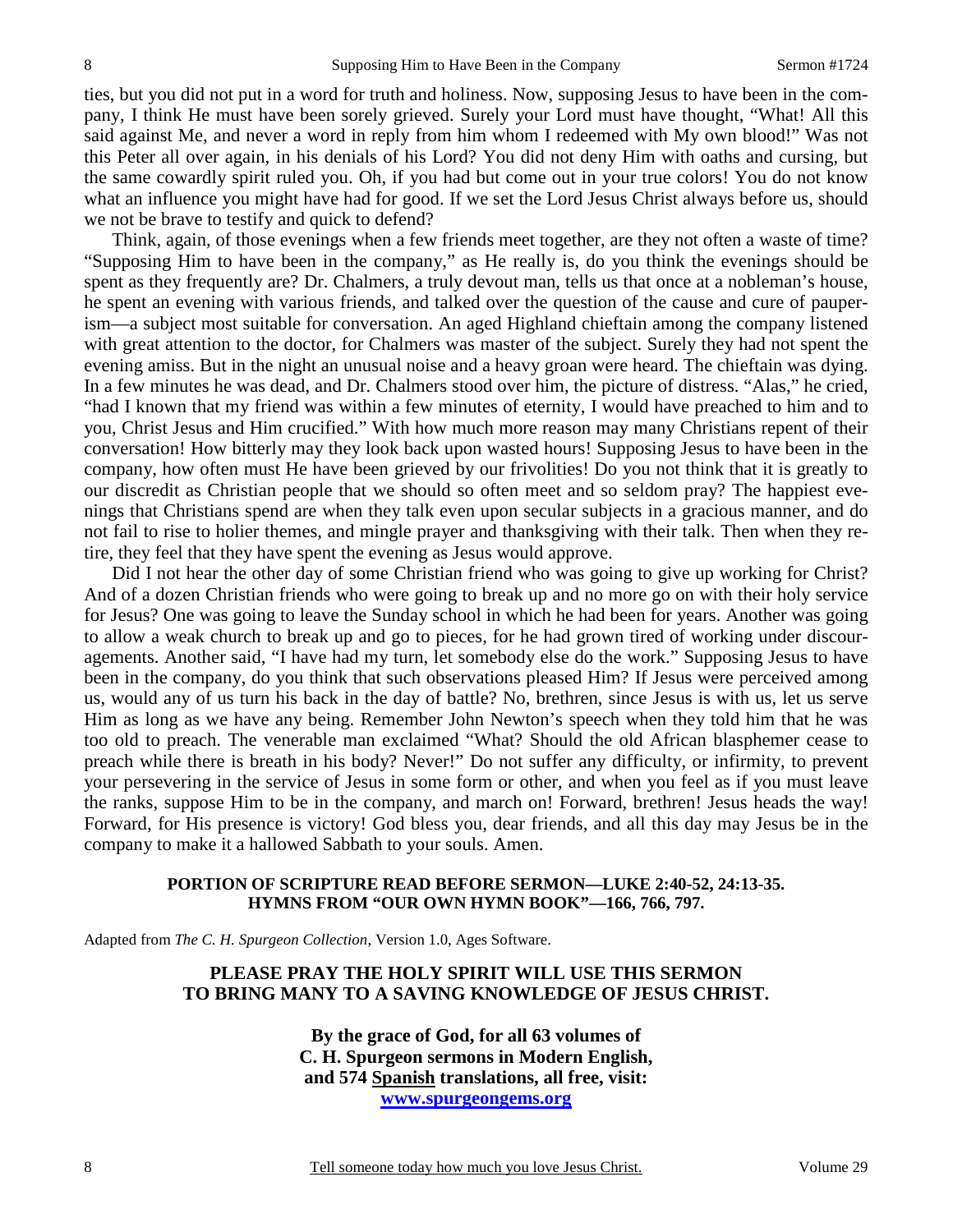ties, but you did not put in a word for truth and holiness. Now, supposing Jesus to have been in the company, I think He must have been sorely grieved. Surely your Lord must have thought, "What! All this said against Me, and never a word in reply from him whom I redeemed with My own blood!" Was not this Peter all over again, in his denials of his Lord? You did not deny Him with oaths and cursing, but the same cowardly spirit ruled you. Oh, if you had but come out in your true colors! You do not know what an influence you might have had for good. If we set the Lord Jesus Christ always before us, should we not be brave to testify and quick to defend?

Think, again, of those evenings when a few friends meet together, are they not often a waste of time? "Supposing Him to have been in the company," as He really is, do you think the evenings should be spent as they frequently are? Dr. Chalmers, a truly devout man, tells us that once at a nobleman's house, he spent an evening with various friends, and talked over the question of the cause and cure of pauperism—a subject most suitable for conversation. An aged Highland chieftain among the company listened with great attention to the doctor, for Chalmers was master of the subject. Surely they had not spent the evening amiss. But in the night an unusual noise and a heavy groan were heard. The chieftain was dying. In a few minutes he was dead, and Dr. Chalmers stood over him, the picture of distress. "Alas," he cried, "had I known that my friend was within a few minutes of eternity, I would have preached to him and to you, Christ Jesus and Him crucified." With how much more reason may many Christians repent of their conversation! How bitterly may they look back upon wasted hours! Supposing Jesus to have been in the company, how often must He have been grieved by our frivolities! Do you not think that it is greatly to our discredit as Christian people that we should so often meet and so seldom pray? The happiest evenings that Christians spend are when they talk even upon secular subjects in a gracious manner, and do not fail to rise to holier themes, and mingle prayer and thanksgiving with their talk. Then when they retire, they feel that they have spent the evening as Jesus would approve.

Did I not hear the other day of some Christian friend who was going to give up working for Christ? And of a dozen Christian friends who were going to break up and no more go on with their holy service for Jesus? One was going to leave the Sunday school in which he had been for years. Another was going to allow a weak church to break up and go to pieces, for he had grown tired of working under discouragements. Another said, "I have had my turn, let somebody else do the work." Supposing Jesus to have been in the company, do you think that such observations pleased Him? If Jesus were perceived among us, would any of us turn his back in the day of battle? No, brethren, since Jesus is with us, let us serve Him as long as we have any being. Remember John Newton's speech when they told him that he was too old to preach. The venerable man exclaimed "What? Should the old African blasphemer cease to preach while there is breath in his body? Never!" Do not suffer any difficulty, or infirmity, to prevent your persevering in the service of Jesus in some form or other, and when you feel as if you must leave the ranks, suppose Him to be in the company, and march on! Forward, brethren! Jesus heads the way! Forward, for His presence is victory! God bless you, dear friends, and all this day may Jesus be in the company to make it a hallowed Sabbath to your souls. Amen.

**PORTION OF SCRIPTURE READ BEFORE SERMON—LUKE 2:40-52, 24:13-35.**
**HYMNS FROM "OUR OWN HYMN BOOK"—166, 766, 797.**

Adapted from *The C. H. Spurgeon Collection*, Version 1.0, Ages Software.

**PLEASE PRAY THE HOLY SPIRIT WILL USE THIS SERMON TO BRING MANY TO A SAVING KNOWLEDGE OF JESUS CHRIST.**

**By the grace of God, for all 63 volumes of C. H. Spurgeon sermons in Modern English, and 574 Spanish translations, all free, visit: www.spurgeongems.org**

Tell someone today how much you love Jesus Christ.